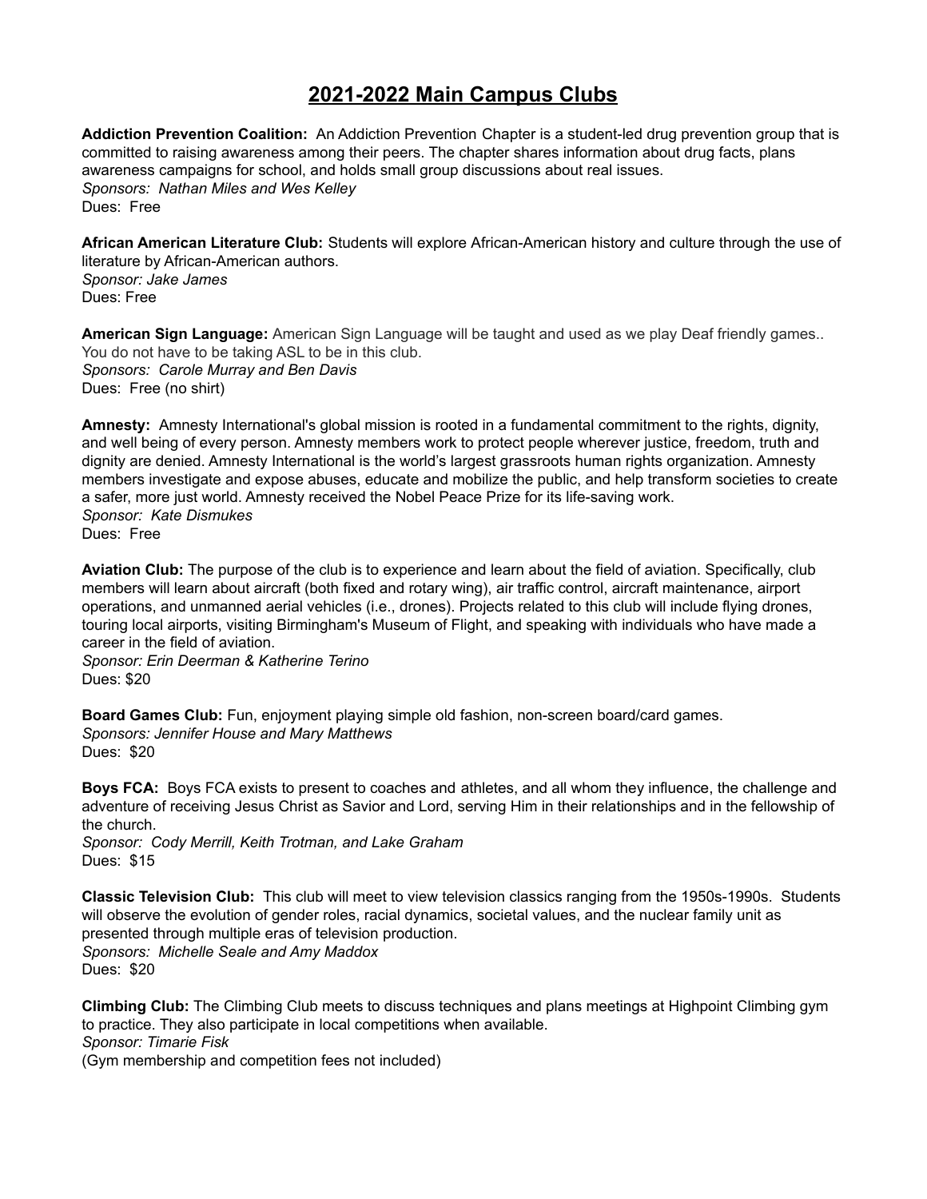# 2021-2022 Main Campus Clubs

**Addiction Prevention Coalition:** An Addiction Prevention Chapter is a student-led drug prevention group that is committed to raising awareness among their peers. The chapter shares information about drug facts, plans awareness campaigns for school, and holds small group discussions about real issues.
*Sponsors: Nathan Miles and Wes Kelley*
Dues: Free

**African American Literature Club:** Students will explore African-American history and culture through the use of literature by African-American authors.
*Sponsor: Jake James*
Dues: Free

**American Sign Language:** American Sign Language will be taught and used as we play Deaf friendly games.. You do not have to be taking ASL to be in this club.
*Sponsors: Carole Murray and Ben Davis*
Dues: Free (no shirt)

**Amnesty:** Amnesty International's global mission is rooted in a fundamental commitment to the rights, dignity, and well being of every person. Amnesty members work to protect people wherever justice, freedom, truth and dignity are denied. Amnesty International is the world's largest grassroots human rights organization. Amnesty members investigate and expose abuses, educate and mobilize the public, and help transform societies to create a safer, more just world. Amnesty received the Nobel Peace Prize for its life-saving work.
*Sponsor: Kate Dismukes*
Dues: Free

**Aviation Club:** The purpose of the club is to experience and learn about the field of aviation. Specifically, club members will learn about aircraft (both fixed and rotary wing), air traffic control, aircraft maintenance, airport operations, and unmanned aerial vehicles (i.e., drones). Projects related to this club will include flying drones, touring local airports, visiting Birmingham's Museum of Flight, and speaking with individuals who have made a career in the field of aviation.
*Sponsor: Erin Deerman & Katherine Terino*
Dues: $20

**Board Games Club:** Fun, enjoyment playing simple old fashion, non-screen board/card games.
*Sponsors: Jennifer House and Mary Matthews*
Dues: $20

**Boys FCA:** Boys FCA exists to present to coaches and athletes, and all whom they influence, the challenge and adventure of receiving Jesus Christ as Savior and Lord, serving Him in their relationships and in the fellowship of the church.
*Sponsor: Cody Merrill, Keith Trotman, and Lake Graham*
Dues: $15

**Classic Television Club:** This club will meet to view television classics ranging from the 1950s-1990s. Students will observe the evolution of gender roles, racial dynamics, societal values, and the nuclear family unit as presented through multiple eras of television production.
*Sponsors: Michelle Seale and Amy Maddox*
Dues: $20

**Climbing Club:** The Climbing Club meets to discuss techniques and plans meetings at Highpoint Climbing gym to practice. They also participate in local competitions when available.
*Sponsor: Timarie Fisk*
(Gym membership and competition fees not included)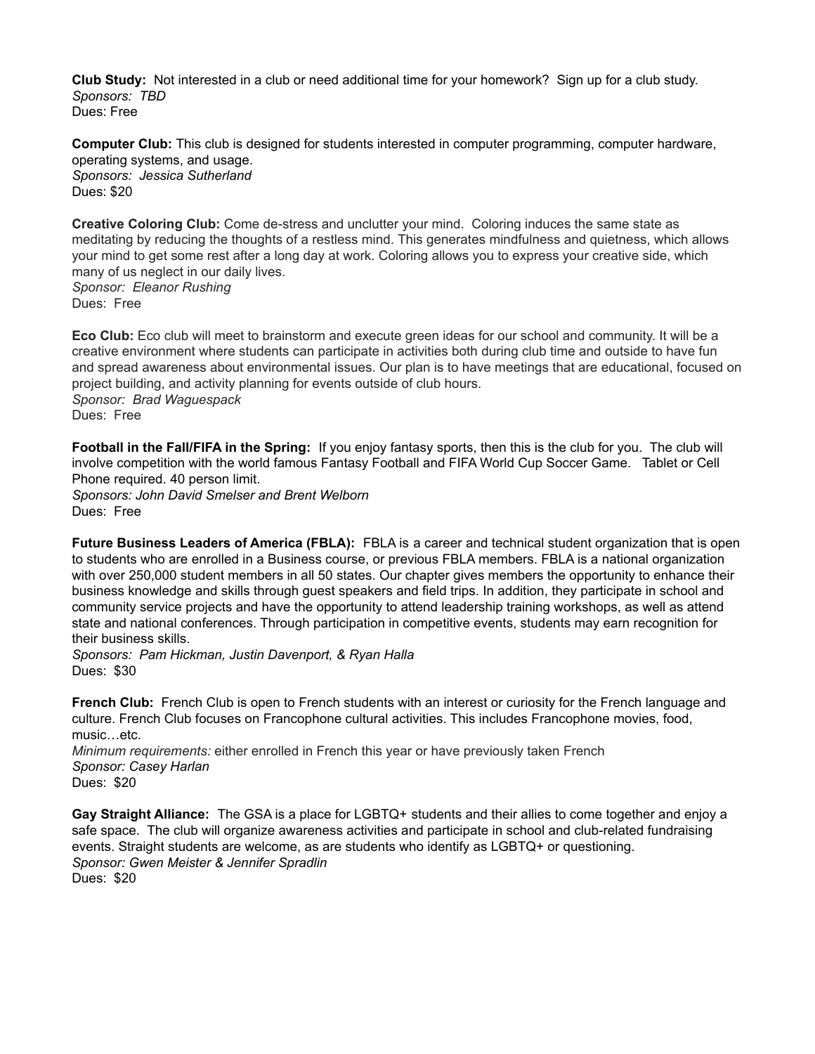**Club Study:** Not interested in a club or need additional time for your homework? Sign up for a club study.
*Sponsors: TBD*
Dues: Free

**Computer Club:** This club is designed for students interested in computer programming, computer hardware, operating systems, and usage.
*Sponsors: Jessica Sutherland*
Dues: $20

**Creative Coloring Club:** Come de-stress and unclutter your mind. Coloring induces the same state as meditating by reducing the thoughts of a restless mind. This generates mindfulness and quietness, which allows your mind to get some rest after a long day at work. Coloring allows you to express your creative side, which many of us neglect in our daily lives.
*Sponsor: Eleanor Rushing*
Dues: Free

**Eco Club:** Eco club will meet to brainstorm and execute green ideas for our school and community. It will be a creative environment where students can participate in activities both during club time and outside to have fun and spread awareness about environmental issues. Our plan is to have meetings that are educational, focused on project building, and activity planning for events outside of club hours.
*Sponsor: Brad Waguespack*
Dues: Free

**Football in the Fall/FIFA in the Spring:** If you enjoy fantasy sports, then this is the club for you. The club will involve competition with the world famous Fantasy Football and FIFA World Cup Soccer Game. Tablet or Cell Phone required. 40 person limit.
*Sponsors: John David Smelser and Brent Welborn*
Dues: Free

**Future Business Leaders of America (FBLA):** FBLA is a career and technical student organization that is open to students who are enrolled in a Business course, or previous FBLA members. FBLA is a national organization with over 250,000 student members in all 50 states. Our chapter gives members the opportunity to enhance their business knowledge and skills through guest speakers and field trips. In addition, they participate in school and community service projects and have the opportunity to attend leadership training workshops, as well as attend state and national conferences. Through participation in competitive events, students may earn recognition for their business skills.
*Sponsors: Pam Hickman, Justin Davenport, & Ryan Halla*
Dues: $30

**French Club:** French Club is open to French students with an interest or curiosity for the French language and culture. French Club focuses on Francophone cultural activities. This includes Francophone movies, food, music…etc.
*Minimum requirements:* either enrolled in French this year or have previously taken French
*Sponsor: Casey Harlan*
Dues: $20

**Gay Straight Alliance:** The GSA is a place for LGBTQ+ students and their allies to come together and enjoy a safe space. The club will organize awareness activities and participate in school and club-related fundraising events. Straight students are welcome, as are students who identify as LGBTQ+ or questioning.
*Sponsor: Gwen Meister & Jennifer Spradlin*
Dues: $20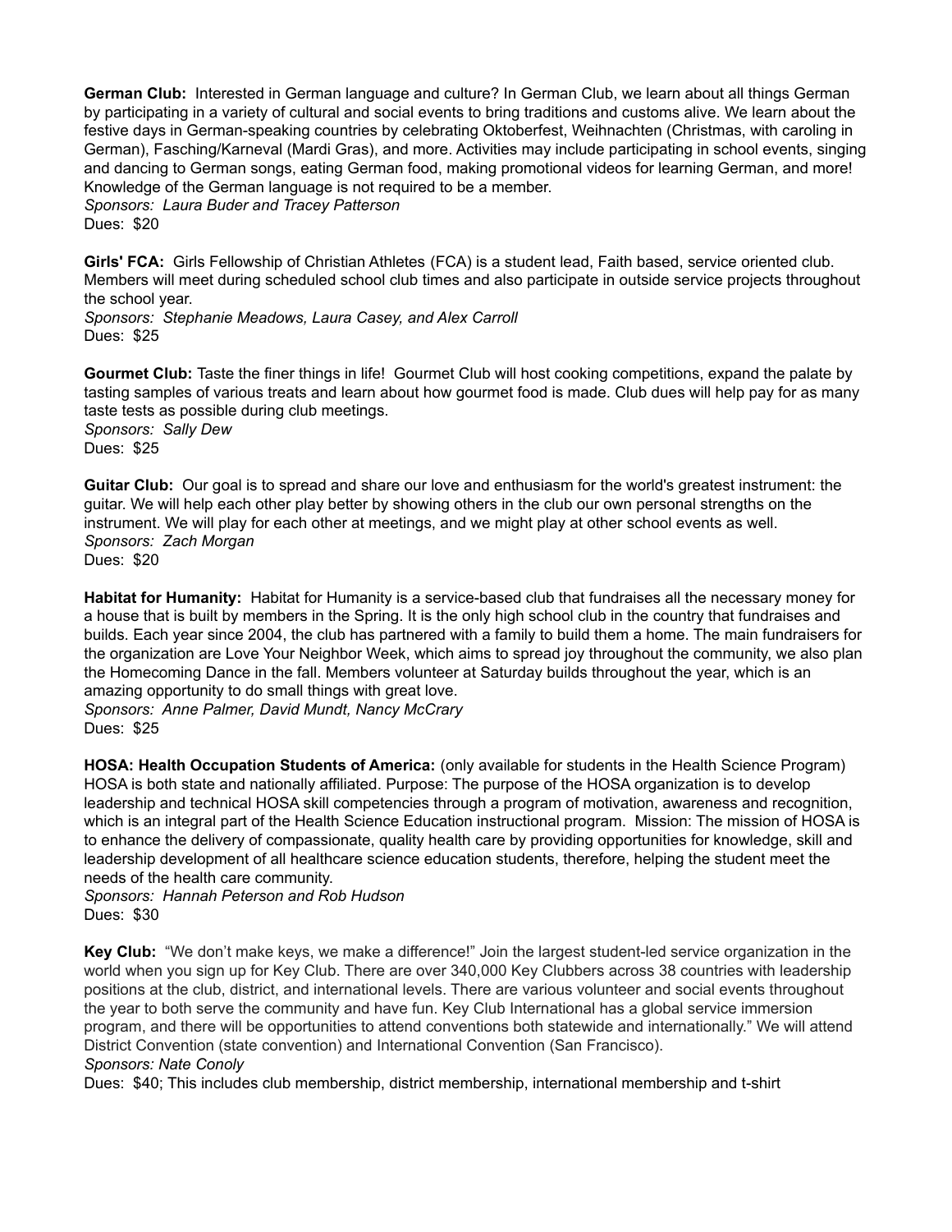**German Club:** Interested in German language and culture? In German Club, we learn about all things German by participating in a variety of cultural and social events to bring traditions and customs alive. We learn about the festive days in German-speaking countries by celebrating Oktoberfest, Weihnachten (Christmas, with caroling in German), Fasching/Karneval (Mardi Gras), and more. Activities may include participating in school events, singing and dancing to German songs, eating German food, making promotional videos for learning German, and more! Knowledge of the German language is not required to be a member.
*Sponsors: Laura Buder and Tracey Patterson*
Dues: $20

**Girls' FCA:** Girls Fellowship of Christian Athletes (FCA) is a student lead, Faith based, service oriented club. Members will meet during scheduled school club times and also participate in outside service projects throughout the school year.
*Sponsors: Stephanie Meadows, Laura Casey, and Alex Carroll*
Dues: $25

**Gourmet Club:** Taste the finer things in life! Gourmet Club will host cooking competitions, expand the palate by tasting samples of various treats and learn about how gourmet food is made. Club dues will help pay for as many taste tests as possible during club meetings.
*Sponsors: Sally Dew*
Dues: $25

**Guitar Club:** Our goal is to spread and share our love and enthusiasm for the world's greatest instrument: the guitar. We will help each other play better by showing others in the club our own personal strengths on the instrument. We will play for each other at meetings, and we might play at other school events as well.
*Sponsors: Zach Morgan*
Dues: $20

**Habitat for Humanity:** Habitat for Humanity is a service-based club that fundraises all the necessary money for a house that is built by members in the Spring. It is the only high school club in the country that fundraises and builds. Each year since 2004, the club has partnered with a family to build them a home. The main fundraisers for the organization are Love Your Neighbor Week, which aims to spread joy throughout the community, we also plan the Homecoming Dance in the fall. Members volunteer at Saturday builds throughout the year, which is an amazing opportunity to do small things with great love.
*Sponsors: Anne Palmer, David Mundt, Nancy McCrary*
Dues: $25

**HOSA: Health Occupation Students of America:** (only available for students in the Health Science Program) HOSA is both state and nationally affiliated. Purpose: The purpose of the HOSA organization is to develop leadership and technical HOSA skill competencies through a program of motivation, awareness and recognition, which is an integral part of the Health Science Education instructional program. Mission: The mission of HOSA is to enhance the delivery of compassionate, quality health care by providing opportunities for knowledge, skill and leadership development of all healthcare science education students, therefore, helping the student meet the needs of the health care community.
*Sponsors: Hannah Peterson and Rob Hudson*
Dues: $30

**Key Club:** "We don't make keys, we make a difference!" Join the largest student-led service organization in the world when you sign up for Key Club. There are over 340,000 Key Clubbers across 38 countries with leadership positions at the club, district, and international levels. There are various volunteer and social events throughout the year to both serve the community and have fun. Key Club International has a global service immersion program, and there will be opportunities to attend conventions both statewide and internationally." We will attend District Convention (state convention) and International Convention (San Francisco).
*Sponsors: Nate Conoly*
Dues: $40; This includes club membership, district membership, international membership and t-shirt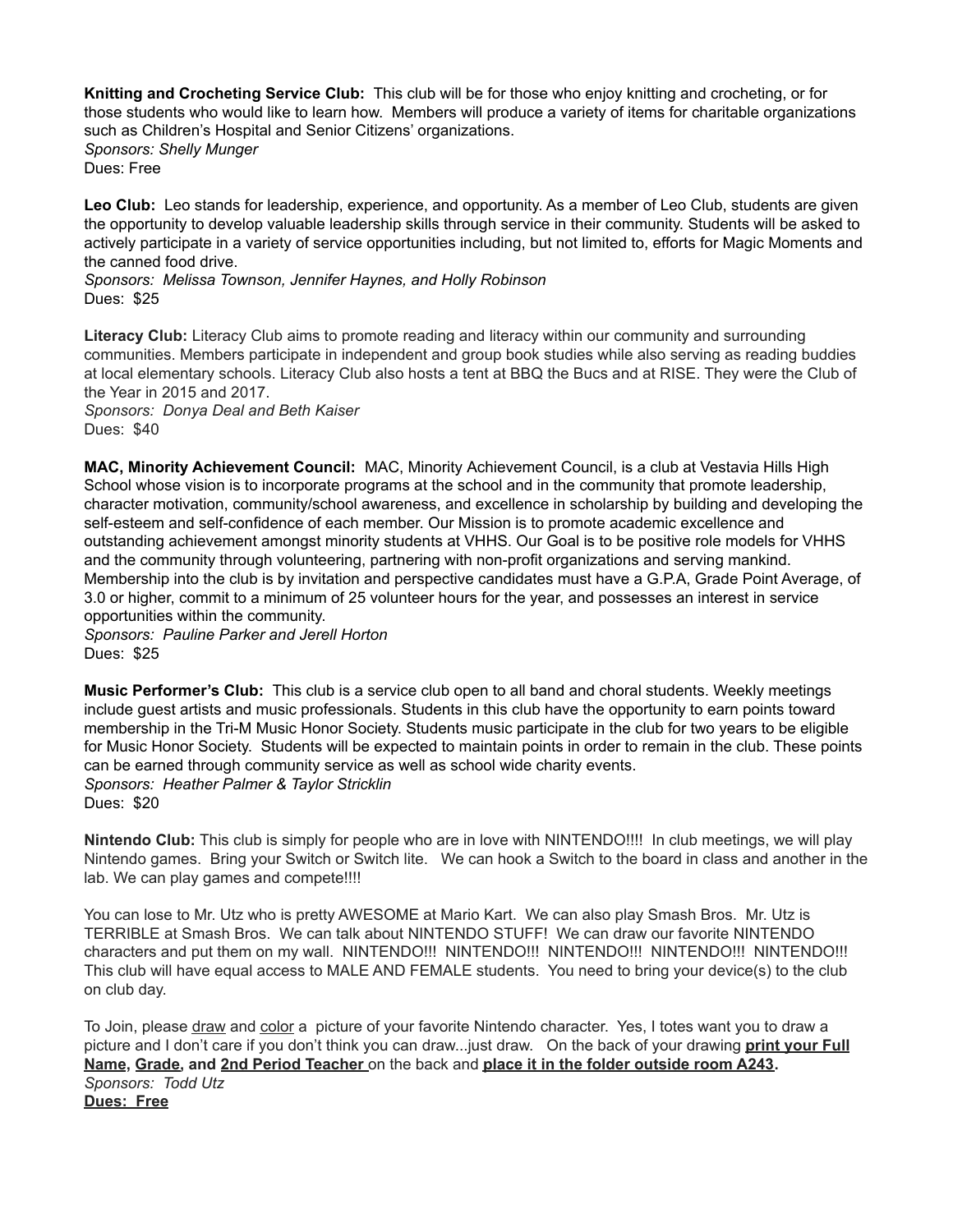**Knitting and Crocheting Service Club:** This club will be for those who enjoy knitting and crocheting, or for those students who would like to learn how. Members will produce a variety of items for charitable organizations such as Children's Hospital and Senior Citizens' organizations.
*Sponsors: Shelly Munger*
Dues: Free

**Leo Club:** Leo stands for leadership, experience, and opportunity. As a member of Leo Club, students are given the opportunity to develop valuable leadership skills through service in their community. Students will be asked to actively participate in a variety of service opportunities including, but not limited to, efforts for Magic Moments and the canned food drive.
*Sponsors: Melissa Townson, Jennifer Haynes, and Holly Robinson*
Dues: $25

**Literacy Club:** Literacy Club aims to promote reading and literacy within our community and surrounding communities. Members participate in independent and group book studies while also serving as reading buddies at local elementary schools. Literacy Club also hosts a tent at BBQ the Bucs and at RISE. They were the Club of the Year in 2015 and 2017.
*Sponsors: Donya Deal and Beth Kaiser*
Dues: $40

**MAC, Minority Achievement Council:** MAC, Minority Achievement Council, is a club at Vestavia Hills High School whose vision is to incorporate programs at the school and in the community that promote leadership, character motivation, community/school awareness, and excellence in scholarship by building and developing the self-esteem and self-confidence of each member. Our Mission is to promote academic excellence and outstanding achievement amongst minority students at VHHS. Our Goal is to be positive role models for VHHS and the community through volunteering, partnering with non-profit organizations and serving mankind. Membership into the club is by invitation and perspective candidates must have a G.P.A, Grade Point Average, of 3.0 or higher, commit to a minimum of 25 volunteer hours for the year, and possesses an interest in service opportunities within the community.
*Sponsors: Pauline Parker and Jerell Horton*
Dues: $25

**Music Performer's Club:** This club is a service club open to all band and choral students. Weekly meetings include guest artists and music professionals. Students in this club have the opportunity to earn points toward membership in the Tri-M Music Honor Society. Students music participate in the club for two years to be eligible for Music Honor Society. Students will be expected to maintain points in order to remain in the club. These points can be earned through community service as well as school wide charity events.
*Sponsors: Heather Palmer & Taylor Stricklin*
Dues: $20

**Nintendo Club:** This club is simply for people who are in love with NINTENDO!!!! In club meetings, we will play Nintendo games. Bring your Switch or Switch lite. We can hook a Switch to the board in class and another in the lab. We can play games and compete!!!!

You can lose to Mr. Utz who is pretty AWESOME at Mario Kart. We can also play Smash Bros. Mr. Utz is TERRIBLE at Smash Bros. We can talk about NINTENDO STUFF! We can draw our favorite NINTENDO characters and put them on my wall. NINTENDO!!! NINTENDO!!! NINTENDO!!! NINTENDO!!! NINTENDO!!! This club will have equal access to MALE AND FEMALE students. You need to bring your device(s) to the club on club day.

To Join, please draw and color a picture of your favorite Nintendo character. Yes, I totes want you to draw a picture and I don't care if you don't think you can draw...just draw. On the back of your drawing **print your Full Name, Grade, and 2nd Period Teacher** on the back and **place it in the folder outside room A243.**
*Sponsors: Todd Utz*
**Dues: Free**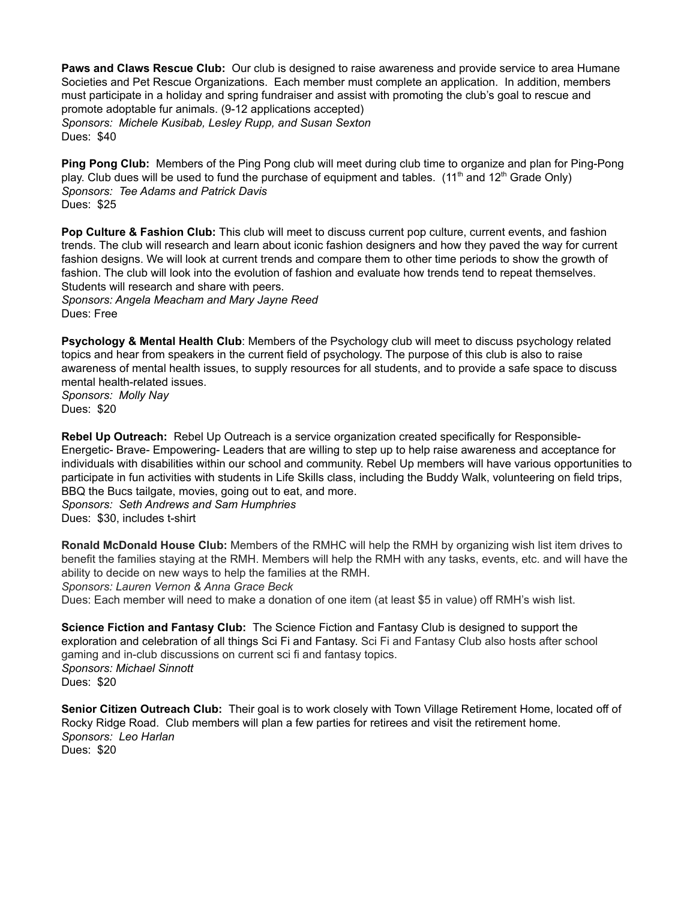**Paws and Claws Rescue Club:** Our club is designed to raise awareness and provide service to area Humane Societies and Pet Rescue Organizations. Each member must complete an application. In addition, members must participate in a holiday and spring fundraiser and assist with promoting the club's goal to rescue and promote adoptable fur animals. (9-12 applications accepted)
*Sponsors: Michele Kusibab, Lesley Rupp, and Susan Sexton*
Dues: $40

**Ping Pong Club:** Members of the Ping Pong club will meet during club time to organize and plan for Ping-Pong play. Club dues will be used to fund the purchase of equipment and tables. (11th and 12th Grade Only)
*Sponsors: Tee Adams and Patrick Davis*
Dues: $25

**Pop Culture & Fashion Club:** This club will meet to discuss current pop culture, current events, and fashion trends. The club will research and learn about iconic fashion designers and how they paved the way for current fashion designs. We will look at current trends and compare them to other time periods to show the growth of fashion. The club will look into the evolution of fashion and evaluate how trends tend to repeat themselves. Students will research and share with peers.
*Sponsors: Angela Meacham and Mary Jayne Reed*
Dues: Free

**Psychology & Mental Health Club**: Members of the Psychology club will meet to discuss psychology related topics and hear from speakers in the current field of psychology. The purpose of this club is also to raise awareness of mental health issues, to supply resources for all students, and to provide a safe space to discuss mental health-related issues.
*Sponsors: Molly Nay*
Dues: $20

**Rebel Up Outreach:** Rebel Up Outreach is a service organization created specifically for Responsible- Energetic- Brave- Empowering- Leaders that are willing to step up to help raise awareness and acceptance for individuals with disabilities within our school and community. Rebel Up members will have various opportunities to participate in fun activities with students in Life Skills class, including the Buddy Walk, volunteering on field trips, BBQ the Bucs tailgate, movies, going out to eat, and more.
*Sponsors: Seth Andrews and Sam Humphries*
Dues: $30, includes t-shirt

**Ronald McDonald House Club:** Members of the RMHC will help the RMH by organizing wish list item drives to benefit the families staying at the RMH. Members will help the RMH with any tasks, events, etc. and will have the ability to decide on new ways to help the families at the RMH.
*Sponsors: Lauren Vernon & Anna Grace Beck*
Dues: Each member will need to make a donation of one item (at least $5 in value) off RMH's wish list.

**Science Fiction and Fantasy Club:** The Science Fiction and Fantasy Club is designed to support the exploration and celebration of all things Sci Fi and Fantasy. Sci Fi and Fantasy Club also hosts after school gaming and in-club discussions on current sci fi and fantasy topics.
*Sponsors: Michael Sinnott*
Dues: $20

**Senior Citizen Outreach Club:** Their goal is to work closely with Town Village Retirement Home, located off of Rocky Ridge Road. Club members will plan a few parties for retirees and visit the retirement home.
*Sponsors: Leo Harlan*
Dues: $20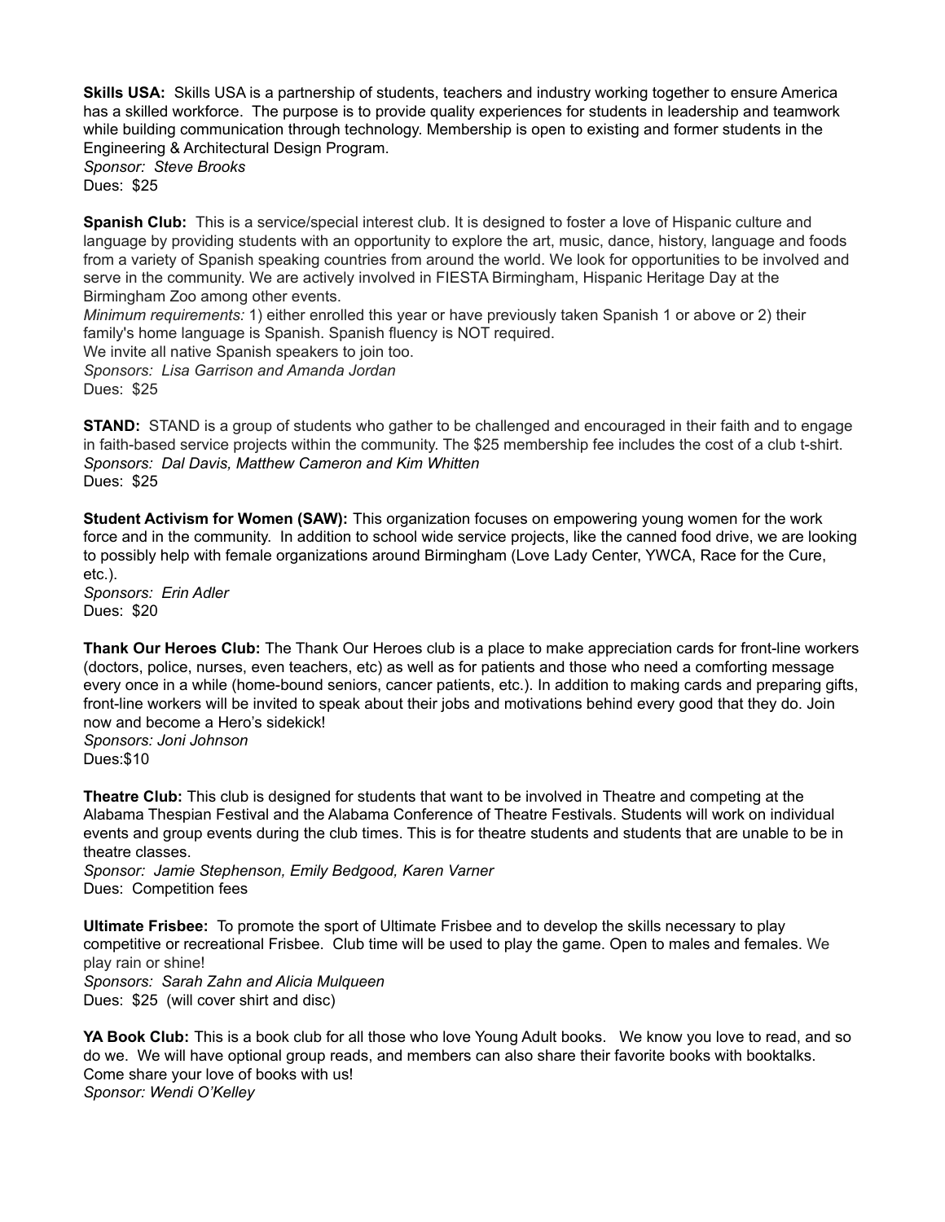**Skills USA:** Skills USA is a partnership of students, teachers and industry working together to ensure America has a skilled workforce. The purpose is to provide quality experiences for students in leadership and teamwork while building communication through technology. Membership is open to existing and former students in the Engineering & Architectural Design Program.
*Sponsor: Steve Brooks*
Dues: $25

**Spanish Club:** This is a service/special interest club. It is designed to foster a love of Hispanic culture and language by providing students with an opportunity to explore the art, music, dance, history, language and foods from a variety of Spanish speaking countries from around the world. We look for opportunities to be involved and serve in the community. We are actively involved in FIESTA Birmingham, Hispanic Heritage Day at the Birmingham Zoo among other events.
*Minimum requirements:* 1) either enrolled this year or have previously taken Spanish 1 or above or 2) their family's home language is Spanish. Spanish fluency is NOT required.
We invite all native Spanish speakers to join too.
*Sponsors: Lisa Garrison and Amanda Jordan*
Dues: $25

**STAND:** STAND is a group of students who gather to be challenged and encouraged in their faith and to engage in faith-based service projects within the community. The $25 membership fee includes the cost of a club t-shirt.
*Sponsors: Dal Davis, Matthew Cameron and Kim Whitten*
Dues: $25

**Student Activism for Women (SAW):** This organization focuses on empowering young women for the work force and in the community. In addition to school wide service projects, like the canned food drive, we are looking to possibly help with female organizations around Birmingham (Love Lady Center, YWCA, Race for the Cure, etc.).
*Sponsors: Erin Adler*
Dues: $20

**Thank Our Heroes Club:** The Thank Our Heroes club is a place to make appreciation cards for front-line workers (doctors, police, nurses, even teachers, etc) as well as for patients and those who need a comforting message every once in a while (home-bound seniors, cancer patients, etc.). In addition to making cards and preparing gifts, front-line workers will be invited to speak about their jobs and motivations behind every good that they do. Join now and become a Hero's sidekick!
*Sponsors: Joni Johnson*
Dues:$10

**Theatre Club:** This club is designed for students that want to be involved in Theatre and competing at the Alabama Thespian Festival and the Alabama Conference of Theatre Festivals. Students will work on individual events and group events during the club times. This is for theatre students and students that are unable to be in theatre classes.
*Sponsor: Jamie Stephenson, Emily Bedgood, Karen Varner*
Dues: Competition fees

**Ultimate Frisbee:** To promote the sport of Ultimate Frisbee and to develop the skills necessary to play competitive or recreational Frisbee. Club time will be used to play the game. Open to males and females. We play rain or shine!
*Sponsors: Sarah Zahn and Alicia Mulqueen*
Dues: $25 (will cover shirt and disc)

**YA Book Club:** This is a book club for all those who love Young Adult books. We know you love to read, and so do we. We will have optional group reads, and members can also share their favorite books with booktalks. Come share your love of books with us!
*Sponsor: Wendi O'Kelley*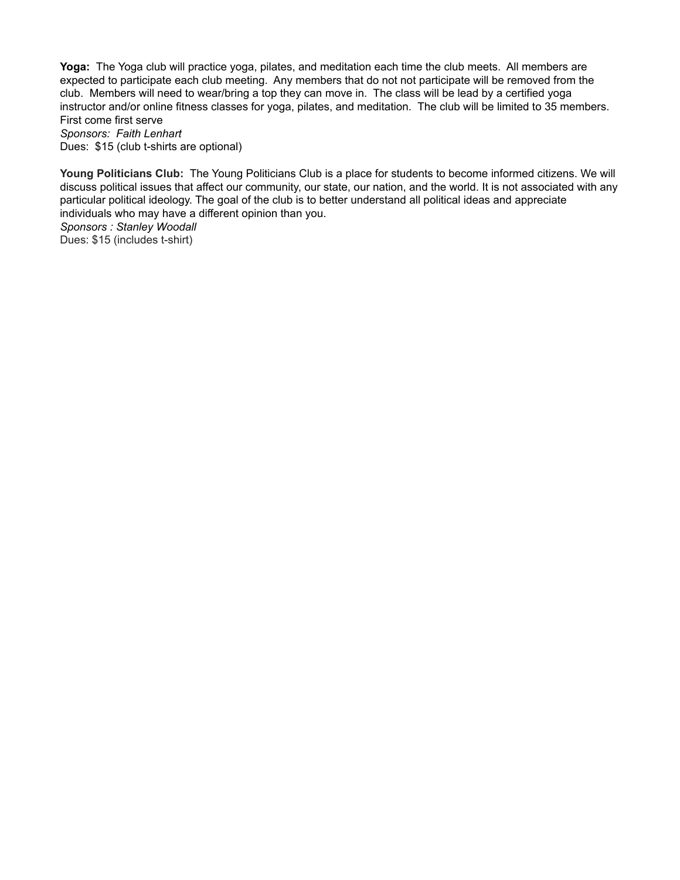**Yoga:** The Yoga club will practice yoga, pilates, and meditation each time the club meets. All members are expected to participate each club meeting. Any members that do not not participate will be removed from the club. Members will need to wear/bring a top they can move in. The class will be lead by a certified yoga instructor and/or online fitness classes for yoga, pilates, and meditation. The club will be limited to 35 members. First come first serve
*Sponsors: Faith Lenhart*
Dues: $15 (club t-shirts are optional)

**Young Politicians Club:** The Young Politicians Club is a place for students to become informed citizens. We will discuss political issues that affect our community, our state, our nation, and the world. It is not associated with any particular political ideology. The goal of the club is to better understand all political ideas and appreciate individuals who may have a different opinion than you.
*Sponsors : Stanley Woodall*
Dues: $15 (includes t-shirt)